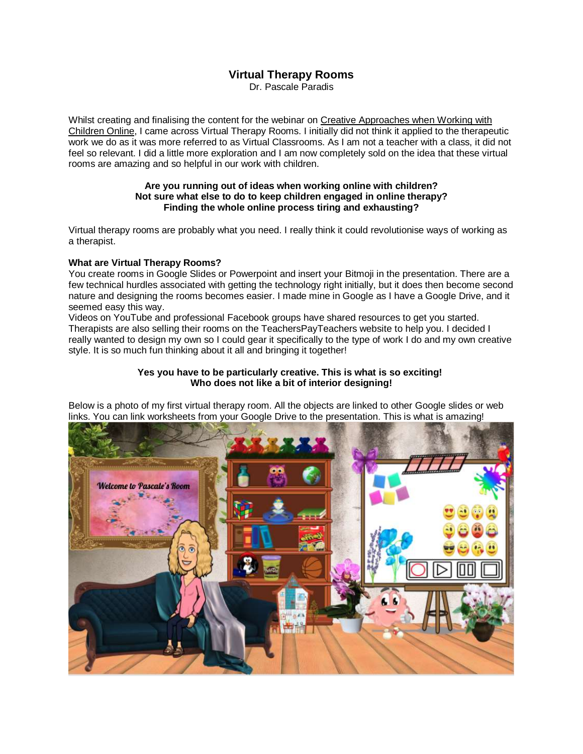# Virtual Therapy Rooms

Dr. Pascale Paradis

Whilst creating and finalising the content for the webinar on Creative Approaches when Working with Children Online, I came across Virtual Therapy Rooms. I initially did not think it applied to the therapeutic work we do as it was more referred to as Virtual Classrooms. As I am not a teacher with a class, it did not feel so relevant. I did a little more exploration and I am now completely sold on the idea that these virtual rooms are amazing and so helpful in our work with children.

**Are you running out of ideas when working online with children?**
**Not sure what else to do to keep children engaged in online therapy?**
**Finding the whole online process tiring and exhausting?**

Virtual therapy rooms are probably what you need. I really think it could revolutionise ways of working as a therapist.

**What are Virtual Therapy Rooms?**

You create rooms in Google Slides or Powerpoint and insert your Bitmoji in the presentation. There are a few technical hurdles associated with getting the technology right initially, but it does then become second nature and designing the rooms becomes easier. I made mine in Google as I have a Google Drive, and it seemed easy this way.

Videos on YouTube and professional Facebook groups have shared resources to get you started. Therapists are also selling their rooms on the TeachersPayTeachers website to help you. I decided I really wanted to design my own so I could gear it specifically to the type of work I do and my own creative style. It is so much fun thinking about it all and bringing it together!

**Yes you have to be particularly creative. This is what is so exciting!**
**Who does not like a bit of interior designing!**

Below is a photo of my first virtual therapy room. All the objects are linked to other Google slides or web links. You can link worksheets from your Google Drive to the presentation. This is what is amazing!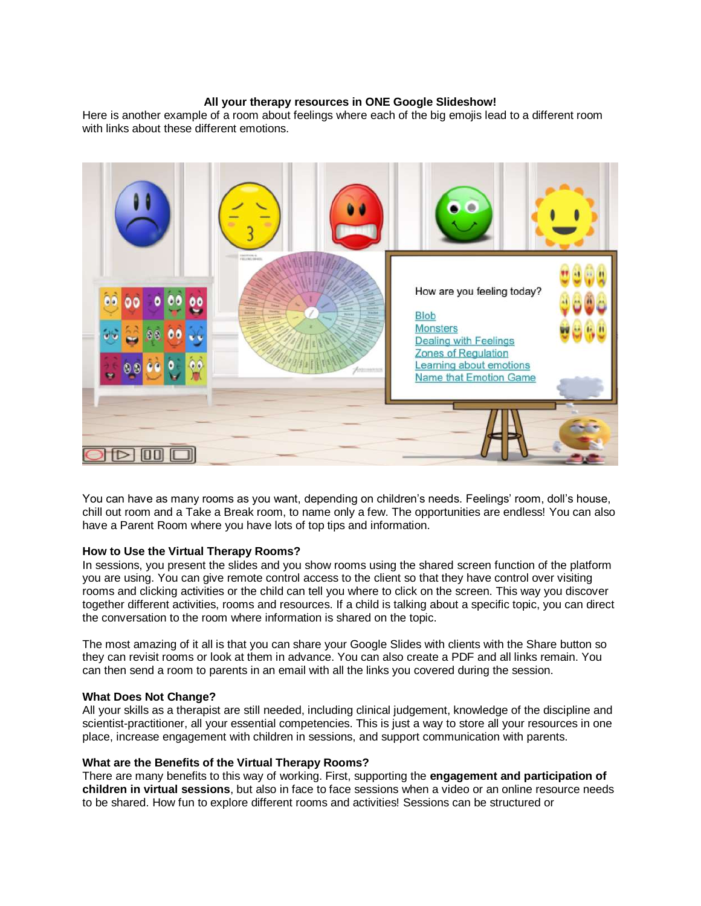**All your therapy resources in ONE Google Slideshow!**

Here is another example of a room about feelings where each of the big emojis lead to a different room with links about these different emotions.

You can have as many rooms as you want, depending on children's needs. Feelings' room, doll's house, chill out room and a Take a Break room, to name only a few. The opportunities are endless! You can also have a Parent Room where you have lots of top tips and information.

### How to Use the Virtual Therapy Rooms?

In sessions, you present the slides and you show rooms using the shared screen function of the platform you are using. You can give remote control access to the client so that they have control over visiting rooms and clicking activities or the child can tell you where to click on the screen. This way you discover together different activities, rooms and resources. If a child is talking about a specific topic, you can direct the conversation to the room where information is shared on the topic.

The most amazing of it all is that you can share your Google Slides with clients with the Share button so they can revisit rooms or look at them in advance. You can also create a PDF and all links remain. You can then send a room to parents in an email with all the links you covered during the session.

### What Does Not Change?

All your skills as a therapist are still needed, including clinical judgement, knowledge of the discipline and scientist-practitioner, all your essential competencies. This is just a way to store all your resources in one place, increase engagement with children in sessions, and support communication with parents.

### What are the Benefits of the Virtual Therapy Rooms?

There are many benefits to this way of working. First, supporting the **engagement and participation of children in virtual sessions**, but also in face to face sessions when a video or an online resource needs to be shared. How fun to explore different rooms and activities! Sessions can be structured or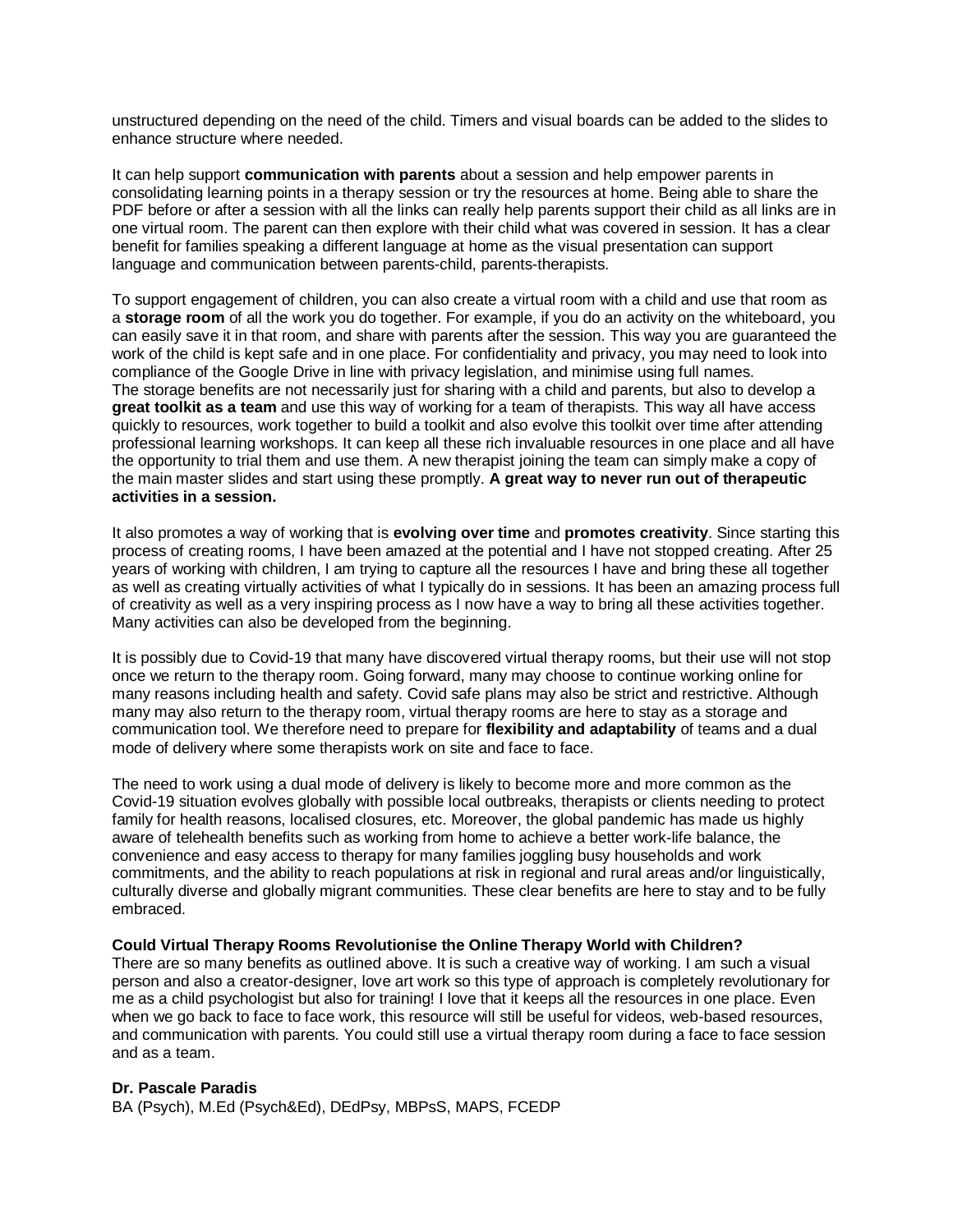unstructured depending on the need of the child. Timers and visual boards can be added to the slides to enhance structure where needed.

It can help support **communication with parents** about a session and help empower parents in consolidating learning points in a therapy session or try the resources at home. Being able to share the PDF before or after a session with all the links can really help parents support their child as all links are in one virtual room. The parent can then explore with their child what was covered in session. It has a clear benefit for families speaking a different language at home as the visual presentation can support language and communication between parents-child, parents-therapists.

To support engagement of children, you can also create a virtual room with a child and use that room as a **storage room** of all the work you do together. For example, if you do an activity on the whiteboard, you can easily save it in that room, and share with parents after the session. This way you are guaranteed the work of the child is kept safe and in one place. For confidentiality and privacy, you may need to look into compliance of the Google Drive in line with privacy legislation, and minimise using full names.
The storage benefits are not necessarily just for sharing with a child and parents, but also to develop a **great toolkit as a team** and use this way of working for a team of therapists. This way all have access quickly to resources, work together to build a toolkit and also evolve this toolkit over time after attending professional learning workshops. It can keep all these rich invaluable resources in one place and all have the opportunity to trial them and use them. A new therapist joining the team can simply make a copy of the main master slides and start using these promptly. **A great way to never run out of therapeutic activities in a session.**

It also promotes a way of working that is **evolving over time** and **promotes creativity**. Since starting this process of creating rooms, I have been amazed at the potential and I have not stopped creating. After 25 years of working with children, I am trying to capture all the resources I have and bring these all together as well as creating virtually activities of what I typically do in sessions. It has been an amazing process full of creativity as well as a very inspiring process as I now have a way to bring all these activities together. Many activities can also be developed from the beginning.

It is possibly due to Covid-19 that many have discovered virtual therapy rooms, but their use will not stop once we return to the therapy room. Going forward, many may choose to continue working online for many reasons including health and safety. Covid safe plans may also be strict and restrictive. Although many may also return to the therapy room, virtual therapy rooms are here to stay as a storage and communication tool. We therefore need to prepare for **flexibility and adaptability** of teams and a dual mode of delivery where some therapists work on site and face to face.

The need to work using a dual mode of delivery is likely to become more and more common as the Covid-19 situation evolves globally with possible local outbreaks, therapists or clients needing to protect family for health reasons, localised closures, etc. Moreover, the global pandemic has made us highly aware of telehealth benefits such as working from home to achieve a better work-life balance, the convenience and easy access to therapy for many families joggling busy households and work commitments, and the ability to reach populations at risk in regional and rural areas and/or linguistically, culturally diverse and globally migrant communities. These clear benefits are here to stay and to be fully embraced.

**Could Virtual Therapy Rooms Revolutionise the Online Therapy World with Children?**
There are so many benefits as outlined above. It is such a creative way of working. I am such a visual person and also a creator-designer, love art work so this type of approach is completely revolutionary for me as a child psychologist but also for training! I love that it keeps all the resources in one place. Even when we go back to face to face work, this resource will still be useful for videos, web-based resources, and communication with parents. You could still use a virtual therapy room during a face to face session and as a team.

**Dr. Pascale Paradis**
BA (Psych), M.Ed (Psych&Ed), DEdPsy, MBPsS, MAPS, FCEDP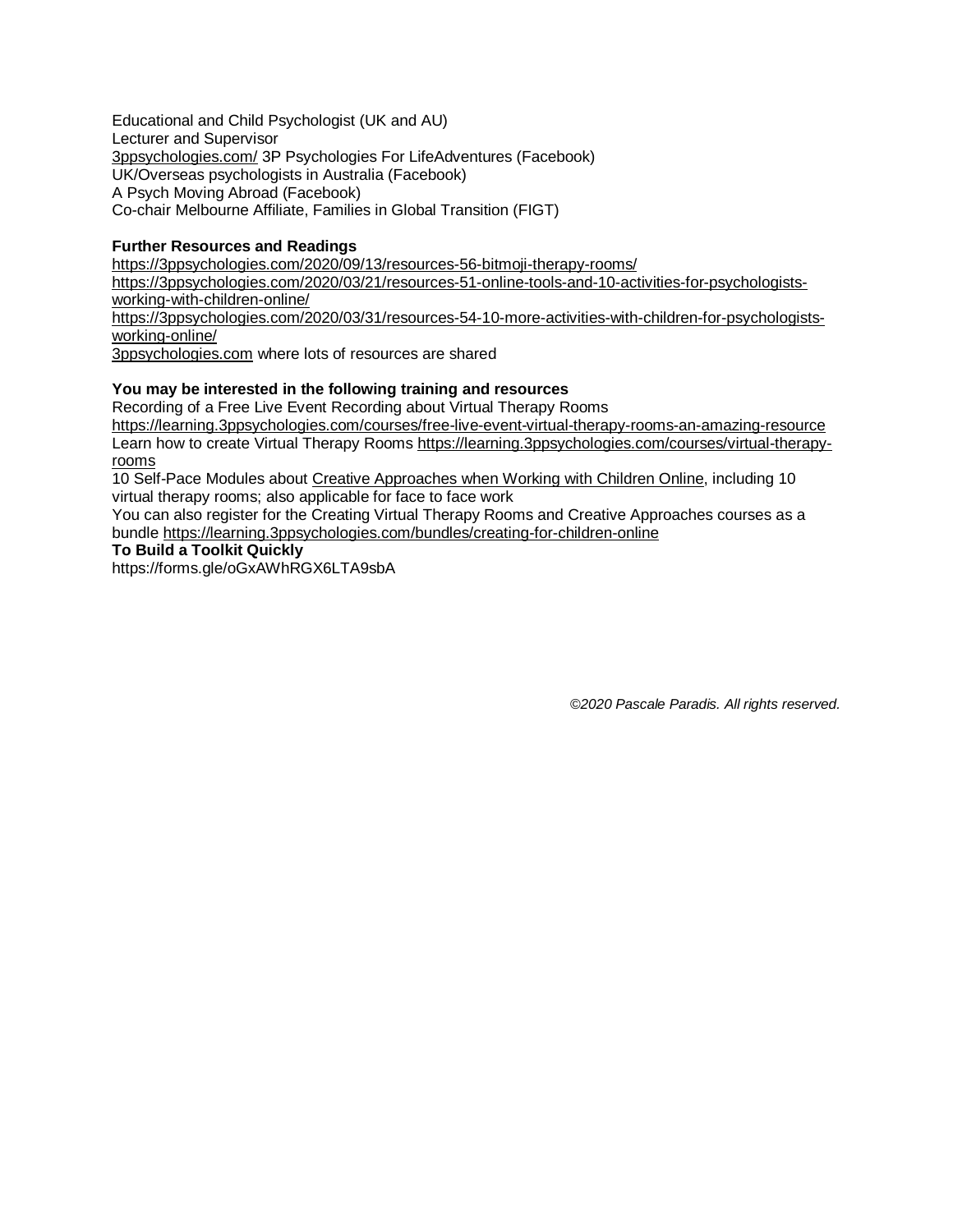Educational and Child Psychologist (UK and AU)
Lecturer and Supervisor
3ppsychologies.com/ 3P Psychologies For LifeAdventures (Facebook)
UK/Overseas psychologists in Australia (Facebook)
A Psych Moving Abroad (Facebook)
Co-chair Melbourne Affiliate, Families in Global Transition (FIGT)

**Further Resources and Readings**
https://3ppsychologies.com/2020/09/13/resources-56-bitmoji-therapy-rooms/
https://3ppsychologies.com/2020/03/21/resources-51-online-tools-and-10-activities-for-psychologists-working-with-children-online/
https://3ppsychologies.com/2020/03/31/resources-54-10-more-activities-with-children-for-psychologists-working-online/
3ppsychologies.com where lots of resources are shared

**You may be interested in the following training and resources**
Recording of a Free Live Event Recording about Virtual Therapy Rooms
https://learning.3ppsychologies.com/courses/free-live-event-virtual-therapy-rooms-an-amazing-resource
Learn how to create Virtual Therapy Rooms https://learning.3ppsychologies.com/courses/virtual-therapy-rooms
10 Self-Pace Modules about Creative Approaches when Working with Children Online, including 10 virtual therapy rooms; also applicable for face to face work
You can also register for the Creating Virtual Therapy Rooms and Creative Approaches courses as a bundle https://learning.3ppsychologies.com/bundles/creating-for-children-online
**To Build a Toolkit Quickly**
https://forms.gle/oGxAWhRGX6LTA9sbA

*©2020 Pascale Paradis. All rights reserved.*